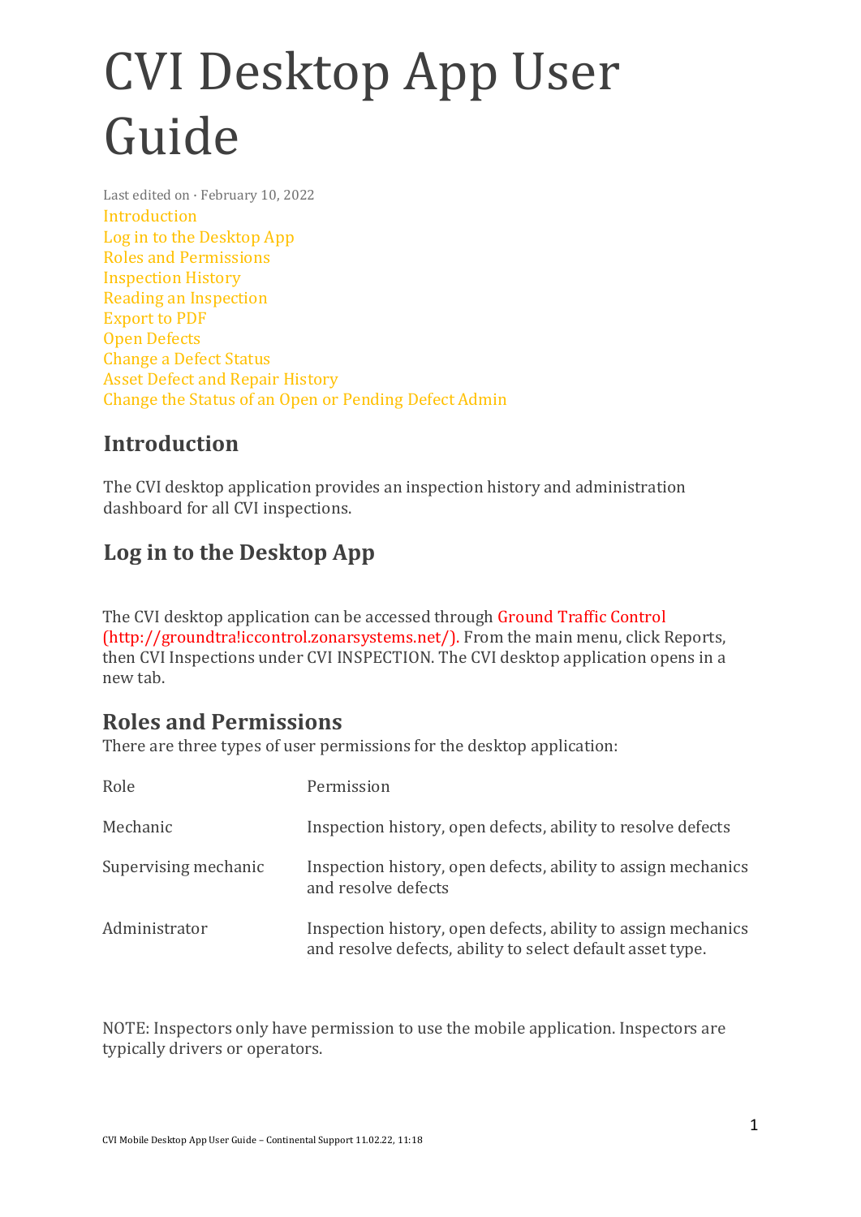# CVI Desktop App User Guide

Last edited on · February 10, 2022

Introduction
Log in to the Desktop App
Roles and Permissions
Inspection History
Reading an Inspection
Export to PDF
Open Defects
Change a Defect Status
Asset Defect and Repair History
Change the Status of an Open or Pending Defect Admin

## Introduction

The CVI desktop application provides an inspection history and administration dashboard for all CVI inspections.

## Log in to the Desktop App

The CVI desktop application can be accessed through Ground Traffic Control (http://groundtra!iccontrol.zonarsystems.net/). From the main menu, click Reports, then CVI Inspections under CVI INSPECTION. The CVI desktop application opens in a new tab.

## Roles and Permissions

There are three types of user permissions for the desktop application:

| Role | Permission |
| --- | --- |
| Mechanic | Inspection history, open defects, ability to resolve defects |
| Supervising mechanic | Inspection history, open defects, ability to assign mechanics and resolve defects |
| Administrator | Inspection history, open defects, ability to assign mechanics and resolve defects, ability to select default asset type. |

NOTE: Inspectors only have permission to use the mobile application. Inspectors are typically drivers or operators.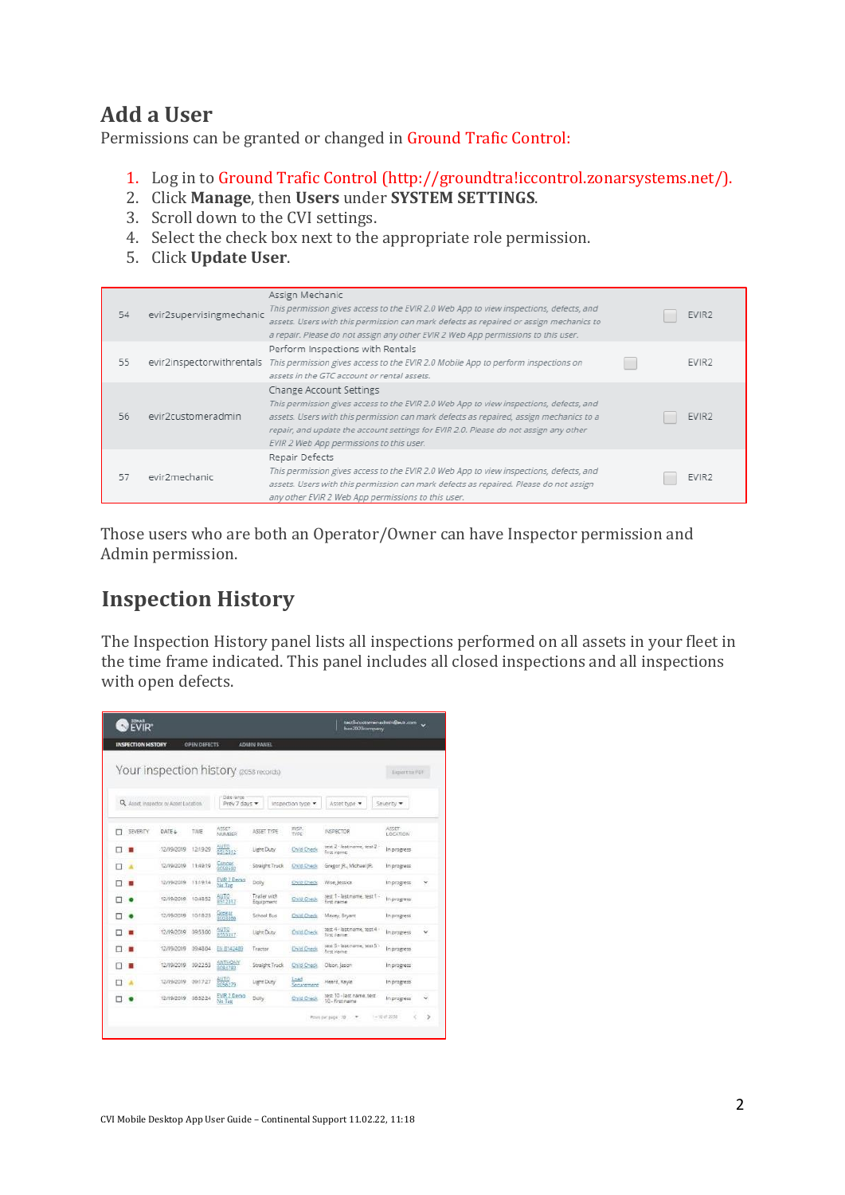## Add a User

Permissions can be granted or changed in Ground Trafic Control:

1. Log in to Ground Trafic Control (http://groundtra!iccontrol.zonarsystems.net/).
2. Click **Manage**, then **Users** under **SYSTEM SETTINGS**.
3. Scroll down to the CVI settings.
4. Select the check box next to the appropriate role permission.
5. Click **Update User**.

| | | | | |
|---|---|---|---|---|
| 54 | evir2supervisingmechanic | Assign Mechanic<br>*This permission gives access to the EVIR 2.0 Web App to view inspections, defects, and assets. Users with this permission can mark defects as repaired or assign mechanics to a repair. Please do not assign any other EVIR 2 Web App permissions to this user.* | ☐ | EVIR2 |
| 55 | evir2inspectorwithrentals | Perform Inspections with Rentals<br>*This permission gives access to the EVIR 2.0 Mobile App to perform inspections on assets in the GTC account or rental assets.* | ☐ | EVIR2 |
| 56 | evir2customeradmin | Change Account Settings<br>*This permission gives access to the EVIR 2.0 Web App to view inspections, defects, and assets. Users with this permission can mark defects as repaired, assign mechanics to a repair, and update the account settings for EVIR 2.0. Please do not assign any other EVIR 2 Web App permissions to this user.* | ☐ | EVIR2 |
| 57 | evir2mechanic | Repair Defects<br>*This permission gives access to the EVIR 2.0 Web App to view inspections, defects, and assets. Users with this permission can mark defects as repaired. Please do not assign any other EVIR 2 Web App permissions to this user.* | ☐ | EVIR2 |

Those users who are both an Operator/Owner can have Inspector permission and Admin permission.

## Inspection History

The Inspection History panel lists all inspections performed on all assets in your fleet in the time frame indicated. This panel includes all closed inspections and all inspections with open defects.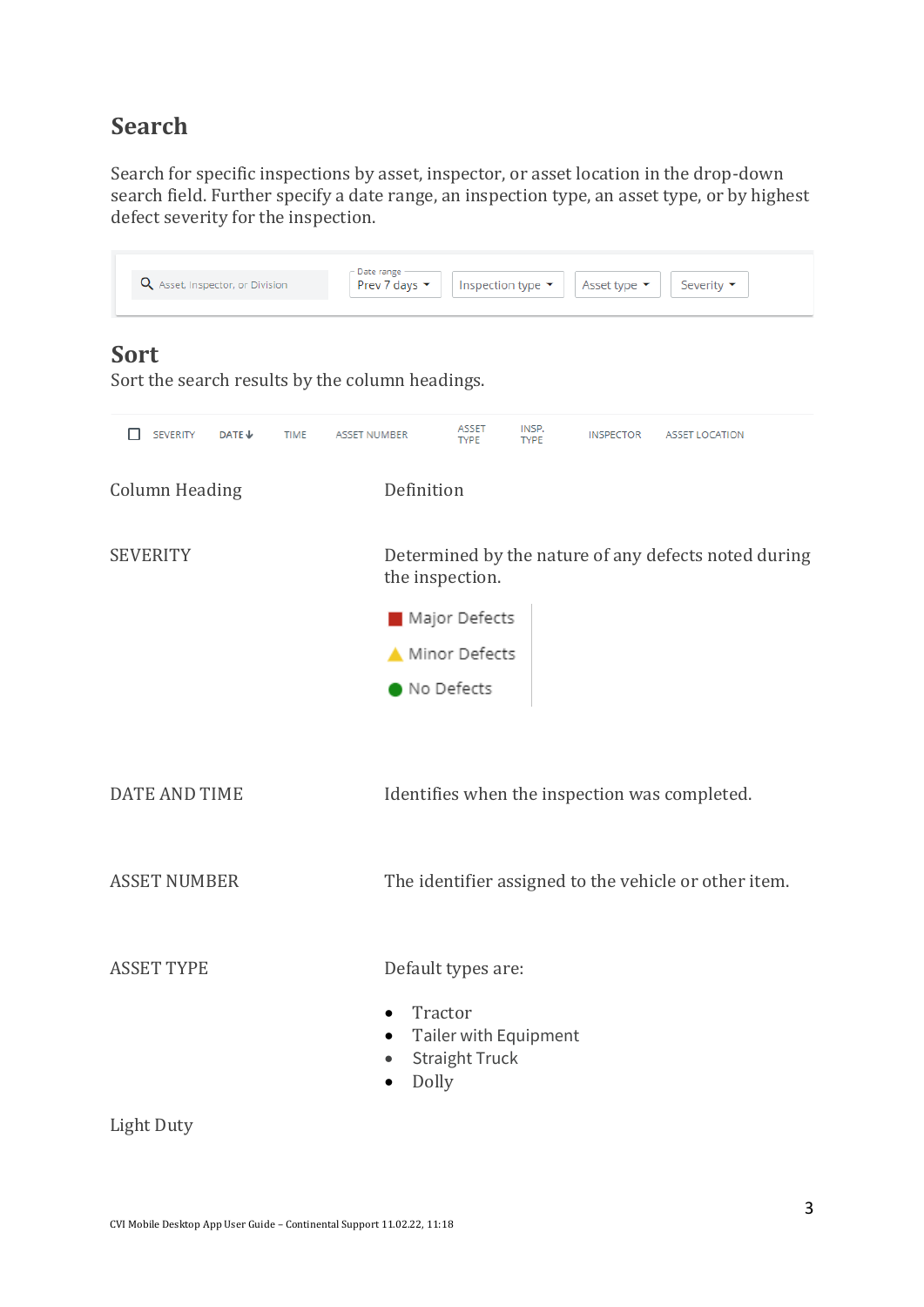## Search

Search for specific inspections by asset, inspector, or asset location in the drop-down search field. Further specify a date range, an inspection type, an asset type, or by highest defect severity for the inspection.

Asset, Inspector, or Division | Date range: Prev 7 days | Inspection type | Asset type | Severity

## Sort

Sort the search results by the column headings.

SEVERITY | DATE | TIME | ASSET NUMBER | ASSET TYPE | INSP. TYPE | INSPECTOR | ASSET LOCATION

| Column Heading | Definition |
|---|---|
| SEVERITY | Determined by the nature of any defects noted during the inspection.<br>Major Defects<br>Minor Defects<br>No Defects |
| DATE AND TIME | Identifies when the inspection was completed. |
| ASSET NUMBER | The identifier assigned to the vehicle or other item. |
| ASSET TYPE | Default types are:<br>• Tractor<br>• Tailer with Equipment<br>• Straight Truck<br>• Dolly |

Light Duty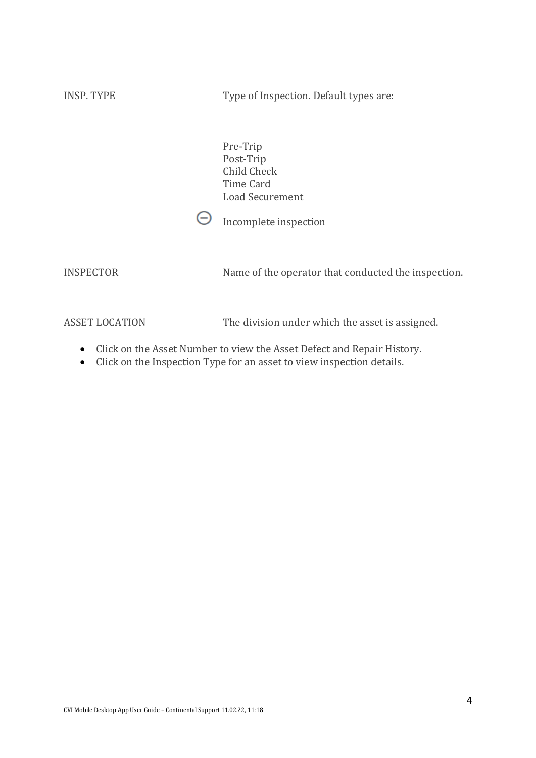| | |
|---|---|
| INSP. TYPE | Type of Inspection. Default types are:<br><br>Pre-Trip<br>Post-Trip<br>Child Check<br>Time Card<br>Load Securement<br><br>⊖ Incomplete inspection |
| INSPECTOR | Name of the operator that conducted the inspection. |
| ASSET LOCATION | The division under which the asset is assigned. |

- Click on the Asset Number to view the Asset Defect and Repair History.
- Click on the Inspection Type for an asset to view inspection details.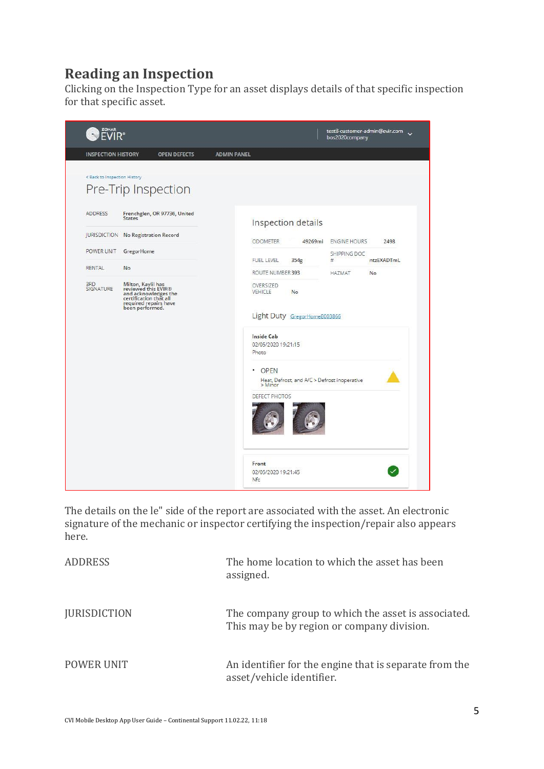## Reading an Inspection

Clicking on the Inspection Type for an asset displays details of that specific inspection for that specific asset.

The details on the le" side of the report are associated with the asset. An electronic signature of the mechanic or inspector certifying the inspection/repair also appears here.

| | |
|---|---|
| ADDRESS | The home location to which the asset has been assigned. |
| JURISDICTION | The company group to which the asset is associated. This may be by region or company division. |
| POWER UNIT | An identifier for the engine that is separate from the asset/vehicle identifier. |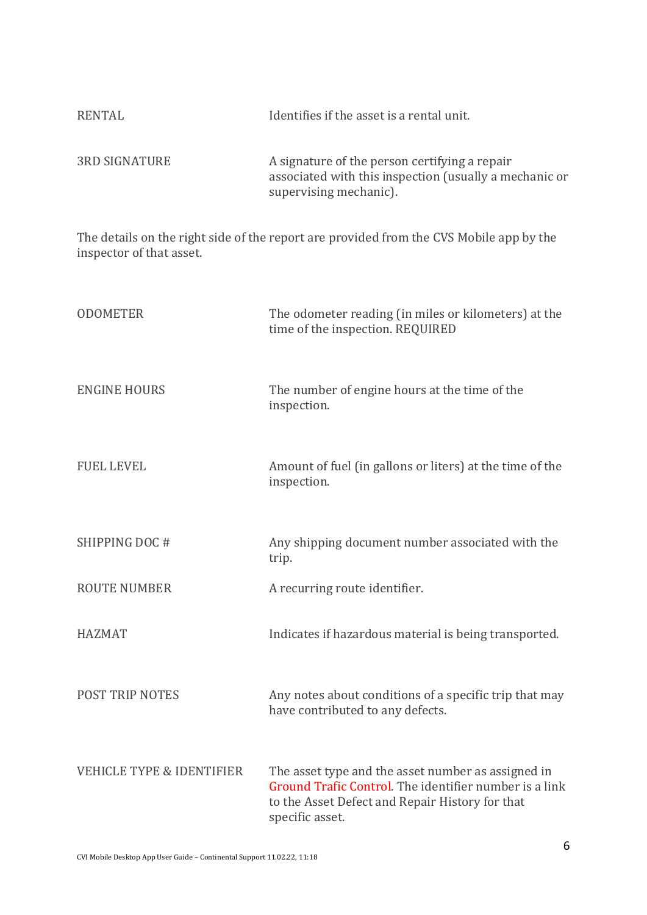| | |
|---|---|
| RENTAL | Identifies if the asset is a rental unit. |
| 3RD SIGNATURE | A signature of the person certifying a repair associated with this inspection (usually a mechanic or supervising mechanic). |

The details on the right side of the report are provided from the CVS Mobile app by the inspector of that asset.

| | |
|---|---|
| ODOMETER | The odometer reading (in miles or kilometers) at the time of the inspection. REQUIRED |
| ENGINE HOURS | The number of engine hours at the time of the inspection. |
| FUEL LEVEL | Amount of fuel (in gallons or liters) at the time of the inspection. |
| SHIPPING DOC # | Any shipping document number associated with the trip. |
| ROUTE NUMBER | A recurring route identifier. |
| HAZMAT | Indicates if hazardous material is being transported. |
| POST TRIP NOTES | Any notes about conditions of a specific trip that may have contributed to any defects. |
| VEHICLE TYPE & IDENTIFIER | The asset type and the asset number as assigned in Ground Trafic Control. The identifier number is a link to the Asset Defect and Repair History for that specific asset. |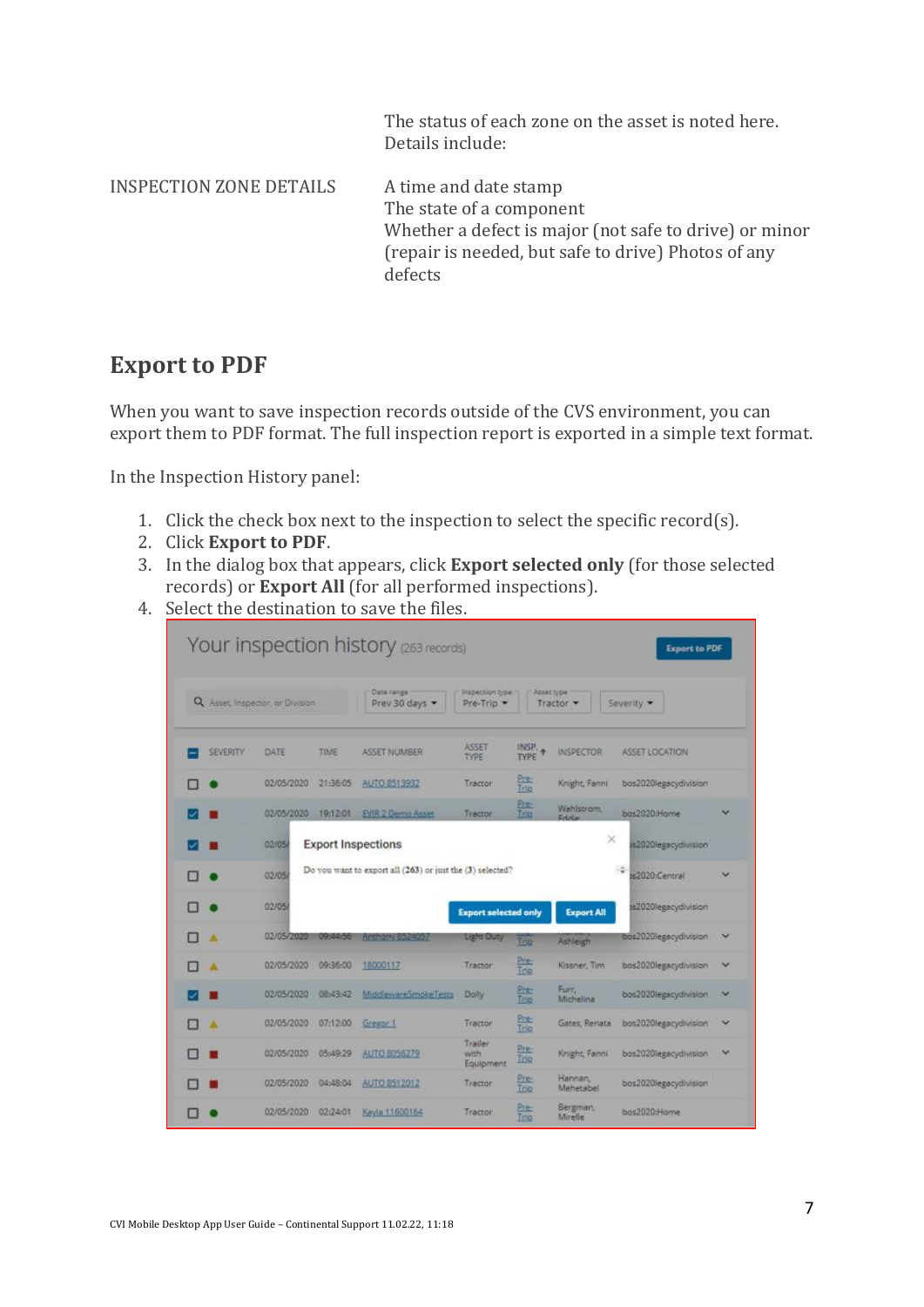| | |
|---|---|
| | The status of each zone on the asset is noted here. Details include: |
| INSPECTION ZONE DETAILS | A time and date stamp<br>The state of a component<br>Whether a defect is major (not safe to drive) or minor (repair is needed, but safe to drive) Photos of any defects |

## Export to PDF

When you want to save inspection records outside of the CVS environment, you can export them to PDF format. The full inspection report is exported in a simple text format.

In the Inspection History panel:

1. Click the check box next to the inspection to select the specific record(s).
2. Click **Export to PDF**.
3. In the dialog box that appears, click **Export selected only** (for those selected records) or **Export All** (for all performed inspections).
4. Select the destination to save the files.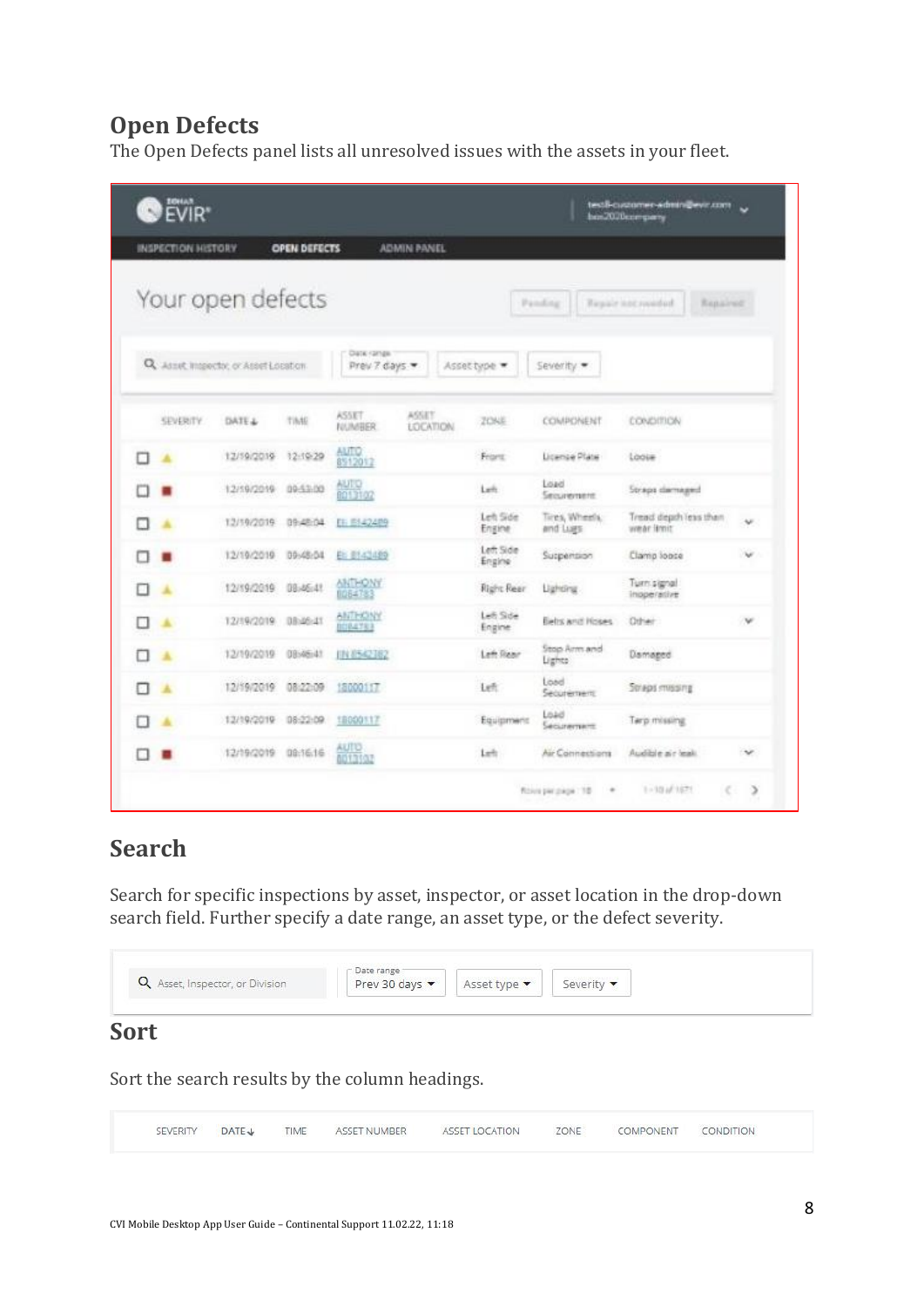## Open Defects

The Open Defects panel lists all unresolved issues with the assets in your fleet.

## Search

Search for specific inspections by asset, inspector, or asset location in the drop-down search field. Further specify a date range, an asset type, or the defect severity.

## Sort

Sort the search results by the column headings.

CVI Mobile Desktop App User Guide – Continental Support 11.02.22, 11:18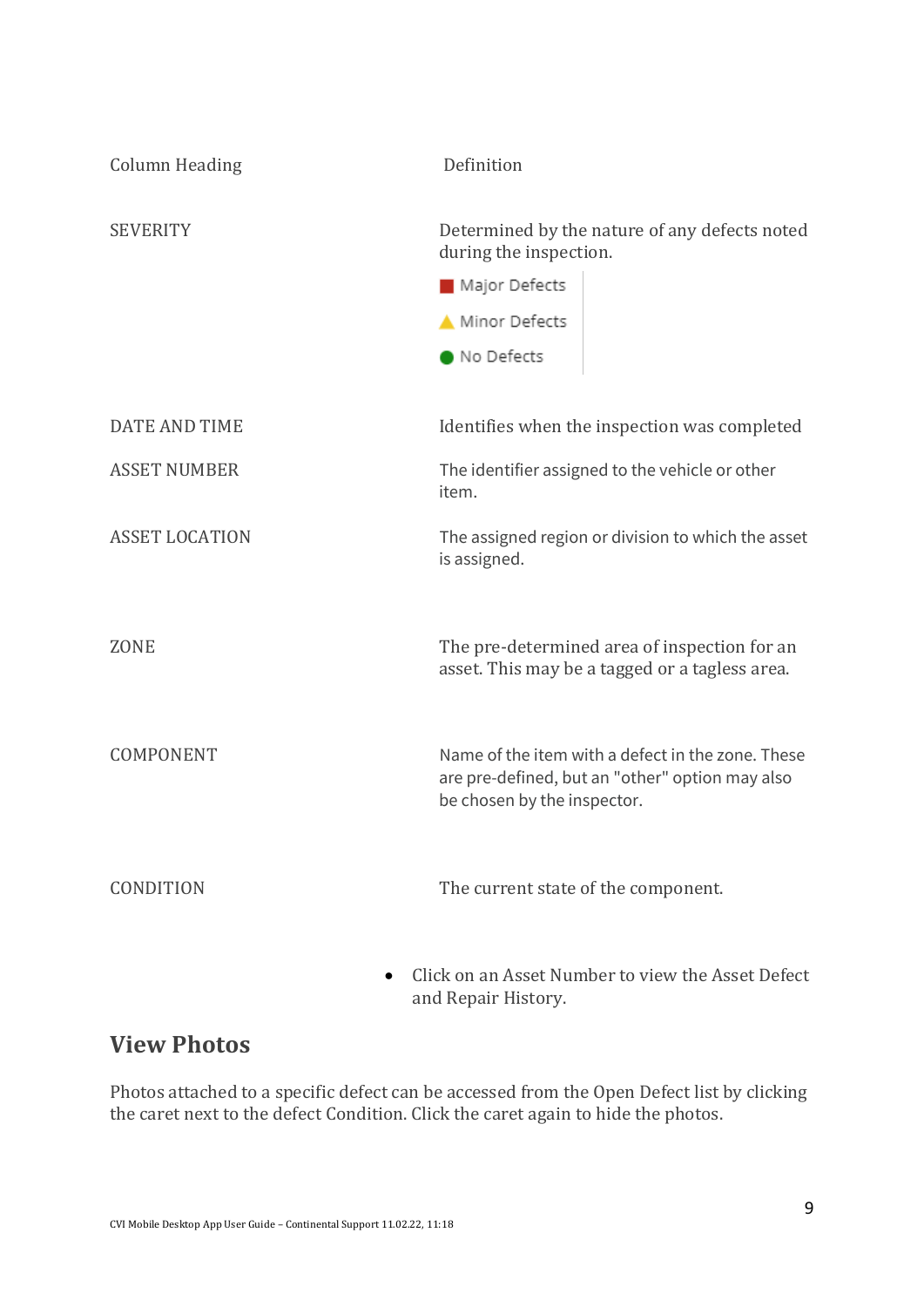| Column Heading | Definition |
|---|---|
| SEVERITY | Determined by the nature of any defects noted during the inspection.<br>Major Defects<br>Minor Defects<br>No Defects |
| DATE AND TIME | Identifies when the inspection was completed |
| ASSET NUMBER | The identifier assigned to the vehicle or other item. |
| ASSET LOCATION | The assigned region or division to which the asset is assigned. |
| ZONE | The pre-determined area of inspection for an asset. This may be a tagged or a tagless area. |
| COMPONENT | Name of the item with a defect in the zone. These are pre-defined, but an "other" option may also be chosen by the inspector. |
| CONDITION | The current state of the component. |

- Click on an Asset Number to view the Asset Defect and Repair History.

## View Photos

Photos attached to a specific defect can be accessed from the Open Defect list by clicking the caret next to the defect Condition. Click the caret again to hide the photos.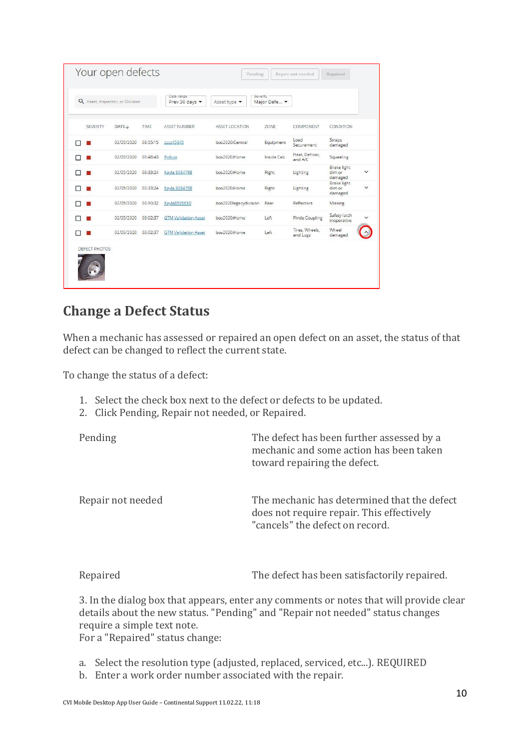## Change a Defect Status

When a mechanic has assessed or repaired an open defect on an asset, the status of that defect can be changed to reflect the current state.

To change the status of a defect:

1. Select the check box next to the defect or defects to be updated.
2. Click Pending, Repair not needed, or Repaired.

| | |
|---|---|
| Pending | The defect has been further assessed by a mechanic and some action has been taken toward repairing the defect. |
| Repair not needed | The mechanic has determined that the defect does not require repair. This effectively "cancels" the defect on record. |
| Repaired | The defect has been satisfactorily repaired. |

3. In the dialog box that appears, enter any comments or notes that will provide clear details about the new status. "Pending" and "Repair not needed" status changes require a simple text note.
For a "Repaired" status change:

a. Select the resolution type (adjusted, replaced, serviced, etc...). REQUIRED
b. Enter a work order number associated with the repair.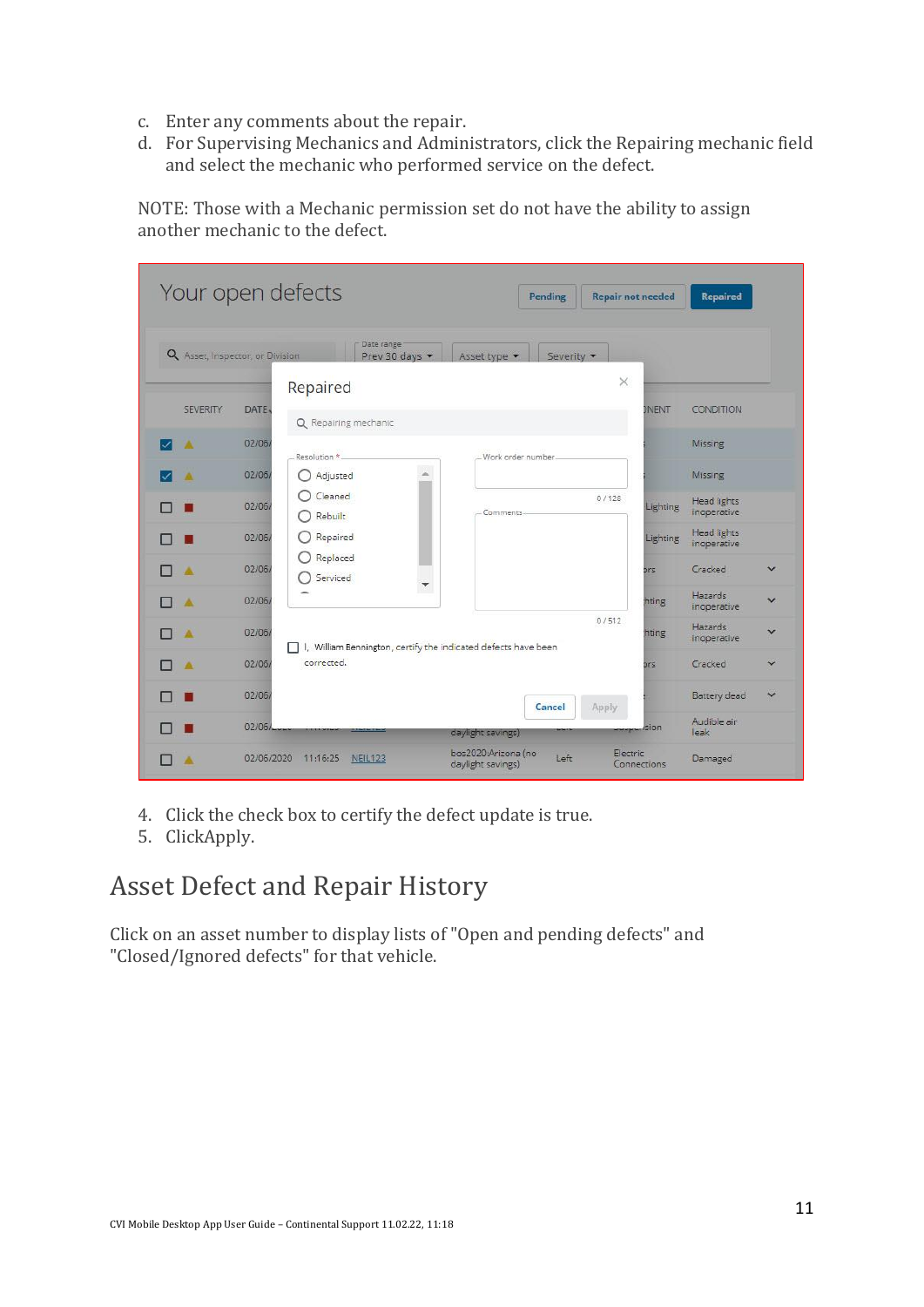c. Enter any comments about the repair.
d. For Supervising Mechanics and Administrators, click the Repairing mechanic field and select the mechanic who performed service on the defect.

NOTE: Those with a Mechanic permission set do not have the ability to assign another mechanic to the defect.

4. Click the check box to certify the defect update is true.
5. ClickApply.

## Asset Defect and Repair History

Click on an asset number to display lists of "Open and pending defects" and "Closed/Ignored defects" for that vehicle.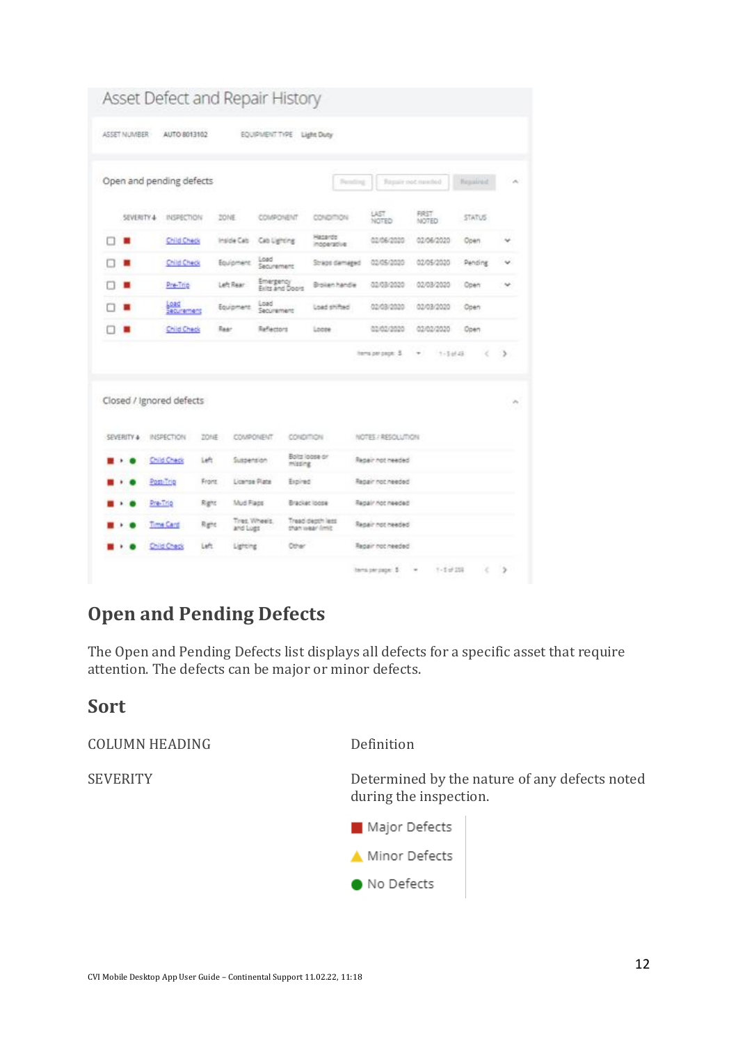Asset Defect and Repair History

ASSET NUMBER AUTO 8013102 EQUIPMENT TYPE Light Duty

Open and pending defects

Pending | Repair not needed | Repaired

| SEVERITY | INSPECTION | ZONE | COMPONENT | CONDITION | LAST NOTED | FIRST NOTED | STATUS |
|---|---|---|---|---|---|---|---|
| ■ | Child Check | Inside Cab | Cab Lighting | Hazards inoperative | 02/06/2020 | 02/06/2020 | Open |
| ■ | Child Check | Equipment | Load Securement | Straps damaged | 02/05/2020 | 02/05/2020 | Pending |
| ■ | Pre-Trip | Left Rear | Emergency Exits and Doors | Broken handle | 02/03/2020 | 02/03/2020 | Open |
| ■ | Load Securement | Equipment | Load Securement | Load shifted | 02/03/2020 | 02/03/2020 | Open |
| ■ | Child Check | Rear | Reflectors | Loose | 02/02/2020 | 02/02/2020 | Open |

Items per page: 5 1 - 5 of 49

Closed / Ignored defects

| SEVERITY | INSPECTION | ZONE | COMPONENT | CONDITION | NOTES / RESOLUTION |
|---|---|---|---|---|---|
| ■ ● | Child Check | Left | Suspension | Bolts loose or missing | Repair not needed |
| ■ ● | Post-Trip | Front | License Plate | Expired | Repair not needed |
| ■ ● | Pre-Trip | Right | Mud Flaps | Bracket loose | Repair not needed |
| ■ ● | Time Card | Right | Tires, Wheels, and Lugs | Tread depth less than wear limit | Repair not needed |
| ■ ● | Child Check | Left | Lighting | Other | Repair not needed |

Items per page: 5 1 - 5 of 259

## Open and Pending Defects

The Open and Pending Defects list displays all defects for a specific asset that require attention. The defects can be major or minor defects.

## Sort

| COLUMN HEADING | Definition |
|---|---|
| SEVERITY | Determined by the nature of any defects noted during the inspection.<br>■ Major Defects<br>▲ Minor Defects<br>● No Defects |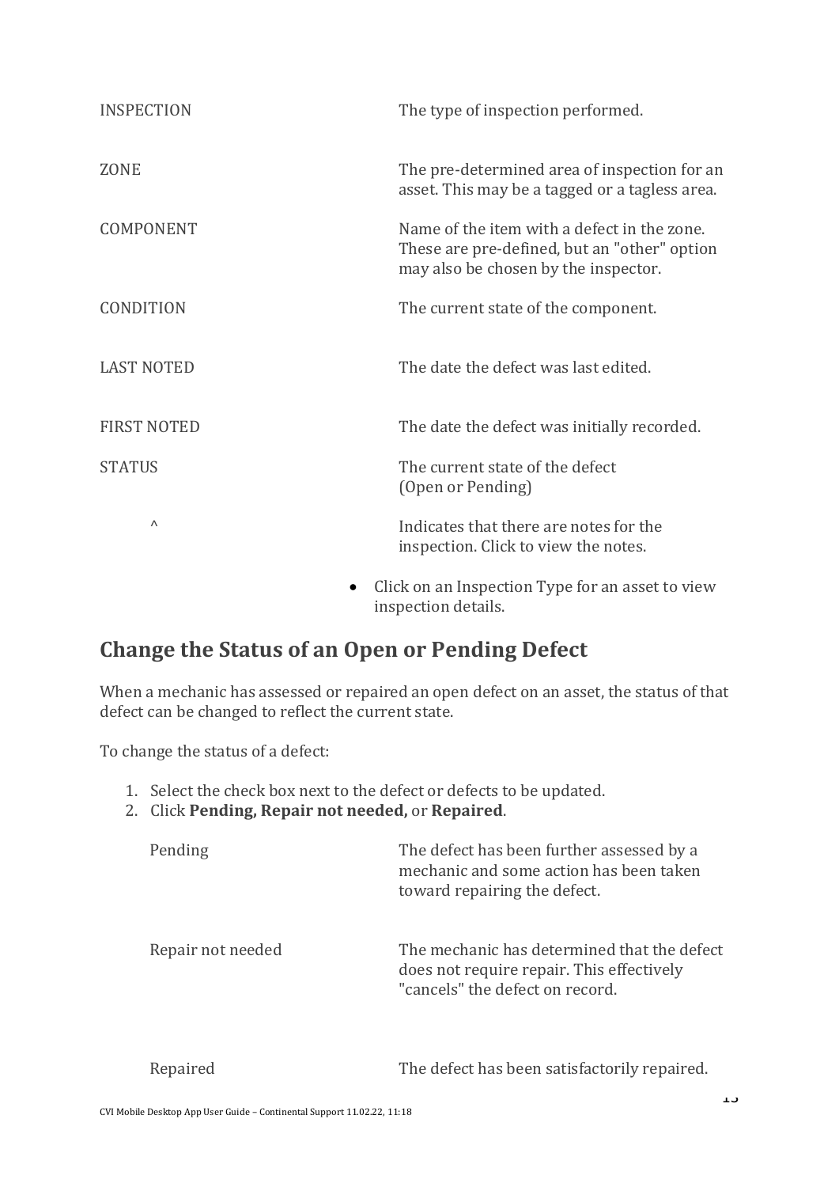| | |
|---|---|
| INSPECTION | The type of inspection performed. |
| ZONE | The pre-determined area of inspection for an asset. This may be a tagged or a tagless area. |
| COMPONENT | Name of the item with a defect in the zone. These are pre-defined, but an "other" option may also be chosen by the inspector. |
| CONDITION | The current state of the component. |
| LAST NOTED | The date the defect was last edited. |
| FIRST NOTED | The date the defect was initially recorded. |
| STATUS | The current state of the defect (Open or Pending) |
| ^ | Indicates that there are notes for the inspection. Click to view the notes. |

- Click on an Inspection Type for an asset to view inspection details.

## Change the Status of an Open or Pending Defect

When a mechanic has assessed or repaired an open defect on an asset, the status of that defect can be changed to reflect the current state.

To change the status of a defect:

1. Select the check box next to the defect or defects to be updated.
2. Click **Pending, Repair not needed,** or **Repaired**.

| | |
|---|---|
| Pending | The defect has been further assessed by a mechanic and some action has been taken toward repairing the defect. |
| Repair not needed | The mechanic has determined that the defect does not require repair. This effectively "cancels" the defect on record. |
| Repaired | The defect has been satisfactorily repaired. |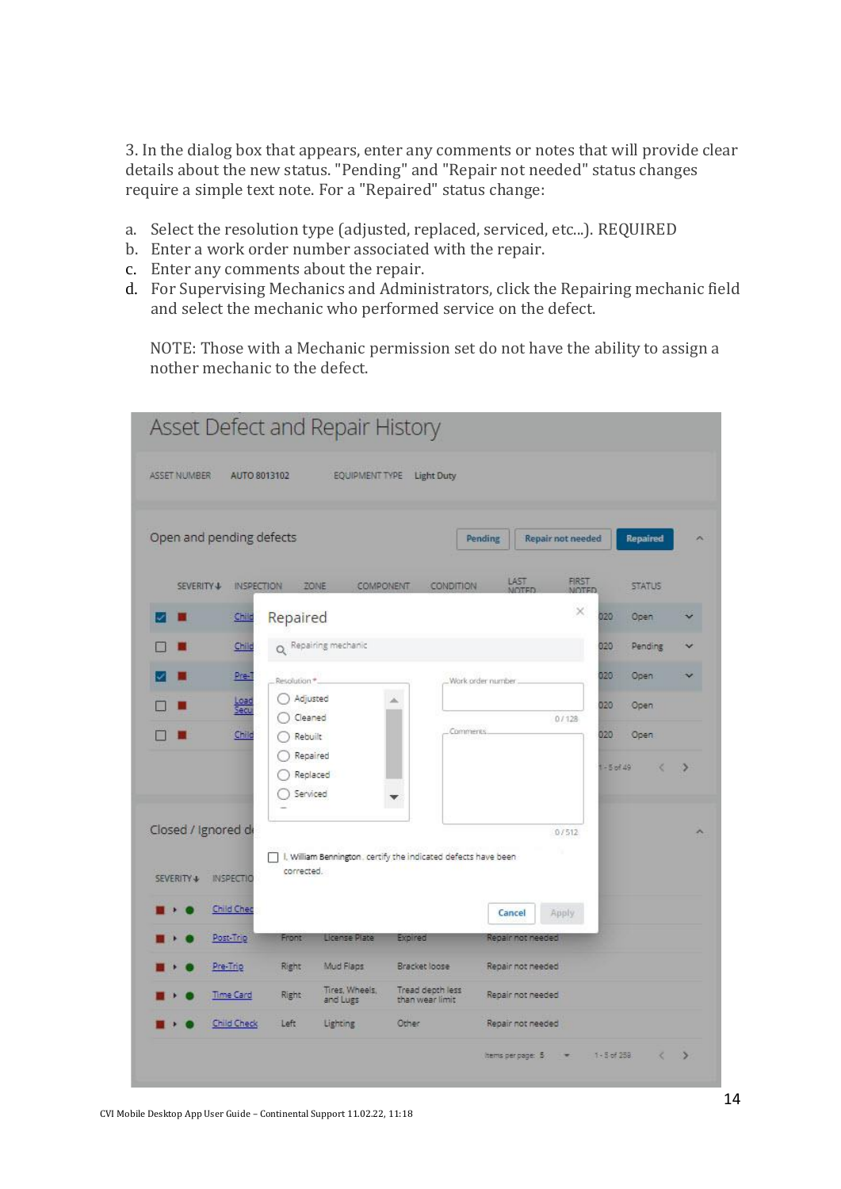3. In the dialog box that appears, enter any comments or notes that will provide clear details about the new status. "Pending" and "Repair not needed" status changes require a simple text note. For a "Repaired" status change:

a. Select the resolution type (adjusted, replaced, serviced, etc...). REQUIRED
b. Enter a work order number associated with the repair.
c. Enter any comments about the repair.
d. For Supervising Mechanics and Administrators, click the Repairing mechanic field and select the mechanic who performed service on the defect.

NOTE: Those with a Mechanic permission set do not have the ability to assign a nother mechanic to the defect.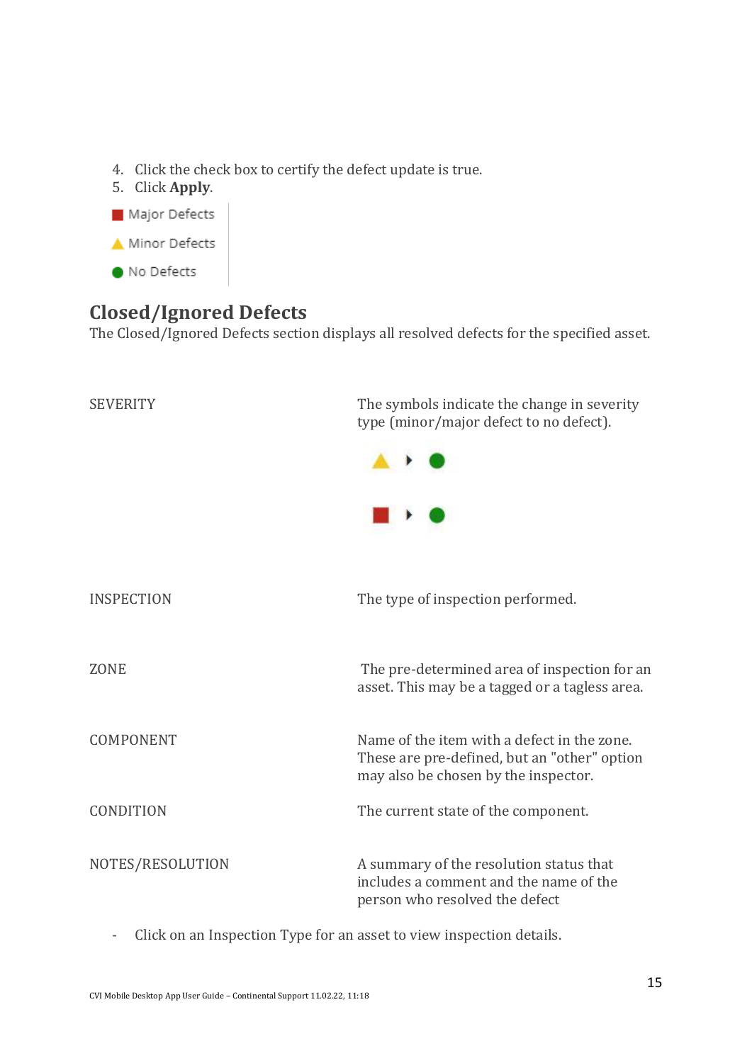4. Click the check box to certify the defect update is true.
5. Click **Apply**.

- Major Defects
- Minor Defects
- No Defects

## Closed/Ignored Defects

The Closed/Ignored Defects section displays all resolved defects for the specified asset.

| | |
|---|---|
| SEVERITY | The symbols indicate the change in severity type (minor/major defect to no defect). |
| INSPECTION | The type of inspection performed. |
| ZONE | The pre-determined area of inspection for an asset. This may be a tagged or a tagless area. |
| COMPONENT | Name of the item with a defect in the zone. These are pre-defined, but an "other" option may also be chosen by the inspector. |
| CONDITION | The current state of the component. |
| NOTES/RESOLUTION | A summary of the resolution status that includes a comment and the name of the person who resolved the defect |

- Click on an Inspection Type for an asset to view inspection details.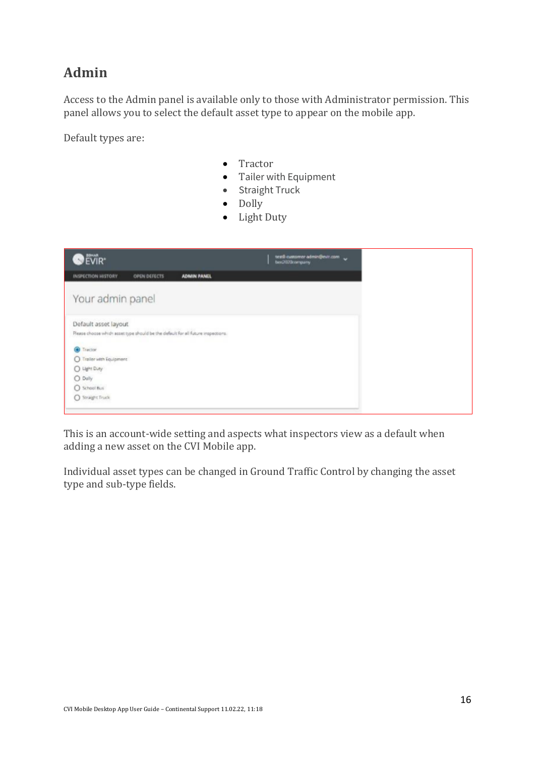## Admin

Access to the Admin panel is available only to those with Administrator permission. This panel allows you to select the default asset type to appear on the mobile app.

Default types are:

- Tractor
- Tailer with Equipment
- Straight Truck
- Dolly
- Light Duty

This is an account-wide setting and aspects what inspectors view as a default when adding a new asset on the CVI Mobile app.

Individual asset types can be changed in Ground Traffic Control by changing the asset type and sub-type fields.